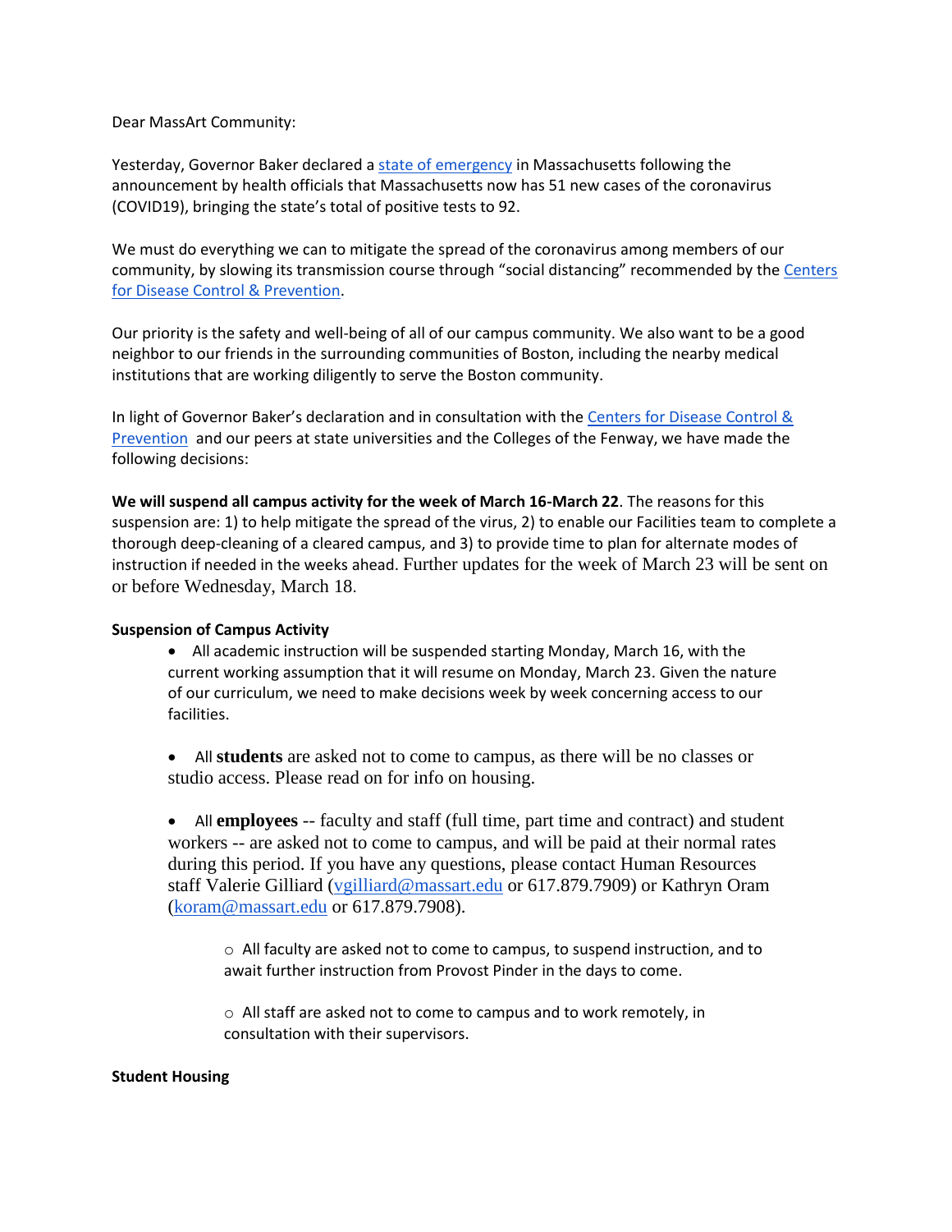Dear MassArt Community:

Yesterday, Governor Baker declared a [state of emergency](#) in Massachusetts following the announcement by health officials that Massachusetts now has 51 new cases of the coronavirus (COVID19), bringing the state's total of positive tests to 92.

We must do everything we can to mitigate the spread of the coronavirus among members of our community, by slowing its transmission course through "social distancing" recommended by the [Centers for Disease Control & Prevention](#).

Our priority is the safety and well-being of all of our campus community. We also want to be a good neighbor to our friends in the surrounding communities of Boston, including the nearby medical institutions that are working diligently to serve the Boston community.

In light of Governor Baker's declaration and in consultation with the [Centers for Disease Control & Prevention](#) and our peers at state universities and the Colleges of the Fenway, we have made the following decisions:

**We will suspend all campus activity for the week of March 16-March 22**. The reasons for this suspension are: 1) to help mitigate the spread of the virus, 2) to enable our Facilities team to complete a thorough deep-cleaning of a cleared campus, and 3) to provide time to plan for alternate modes of instruction if needed in the weeks ahead. Further updates for the week of March 23 will be sent on or before Wednesday, March 18.

**Suspension of Campus Activity**

- All academic instruction will be suspended starting Monday, March 16, with the current working assumption that it will resume on Monday, March 23. Given the nature of our curriculum, we need to make decisions week by week concerning access to our facilities.

- All **students** are asked not to come to campus, as there will be no classes or studio access. Please read on for info on housing.

- All **employees** -- faculty and staff (full time, part time and contract) and student workers -- are asked not to come to campus, and will be paid at their normal rates during this period. If you have any questions, please contact Human Resources staff Valerie Gilliard (vgilliard@massart.edu or 617.879.7909) or Kathryn Oram (koram@massart.edu or 617.879.7908).

    - All faculty are asked not to come to campus, to suspend instruction, and to await further instruction from Provost Pinder in the days to come.

    - All staff are asked not to come to campus and to work remotely, in consultation with their supervisors.

**Student Housing**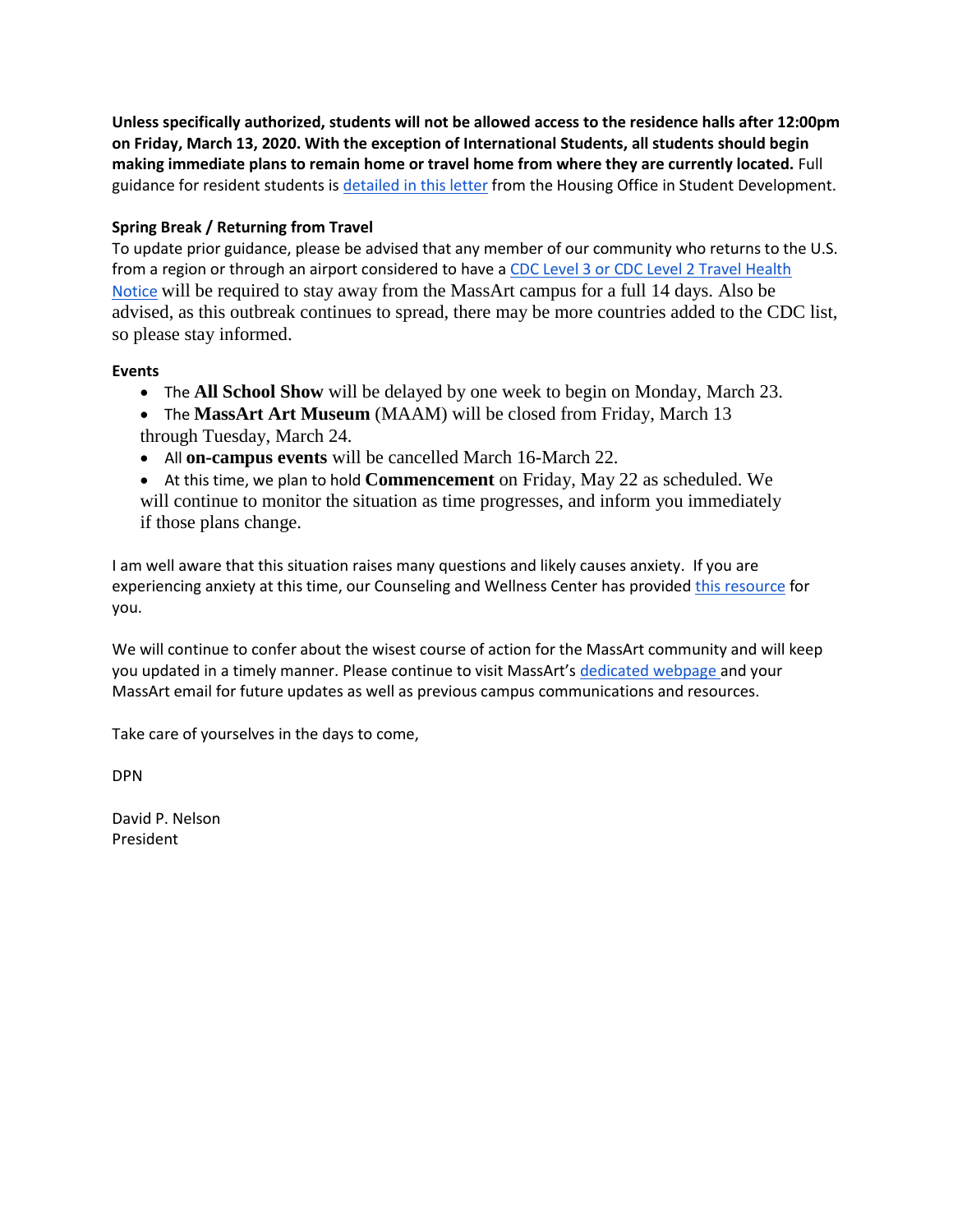**Unless specifically authorized, students will not be allowed access to the residence halls after 12:00pm on Friday, March 13, 2020. With the exception of International Students, all students should begin making immediate plans to remain home or travel home from where they are currently located.** Full guidance for resident students is detailed in this letter from the Housing Office in Student Development.

**Spring Break / Returning from Travel**

To update prior guidance, please be advised that any member of our community who returns to the U.S. from a region or through an airport considered to have a CDC Level 3 or CDC Level 2 Travel Health Notice will be required to stay away from the MassArt campus for a full 14 days. Also be advised, as this outbreak continues to spread, there may be more countries added to the CDC list, so please stay informed.

**Events**

- The **All School Show** will be delayed by one week to begin on Monday, March 23.
- The **MassArt Art Museum** (MAAM) will be closed from Friday, March 13 through Tuesday, March 24.
- All **on-campus events** will be cancelled March 16-March 22.
- At this time, we plan to hold **Commencement** on Friday, May 22 as scheduled. We will continue to monitor the situation as time progresses, and inform you immediately if those plans change.

I am well aware that this situation raises many questions and likely causes anxiety. If you are experiencing anxiety at this time, our Counseling and Wellness Center has provided this resource for you.

We will continue to confer about the wisest course of action for the MassArt community and will keep you updated in a timely manner. Please continue to visit MassArt's dedicated webpage and your MassArt email for future updates as well as previous campus communications and resources.

Take care of yourselves in the days to come,

DPN

David P. Nelson
President